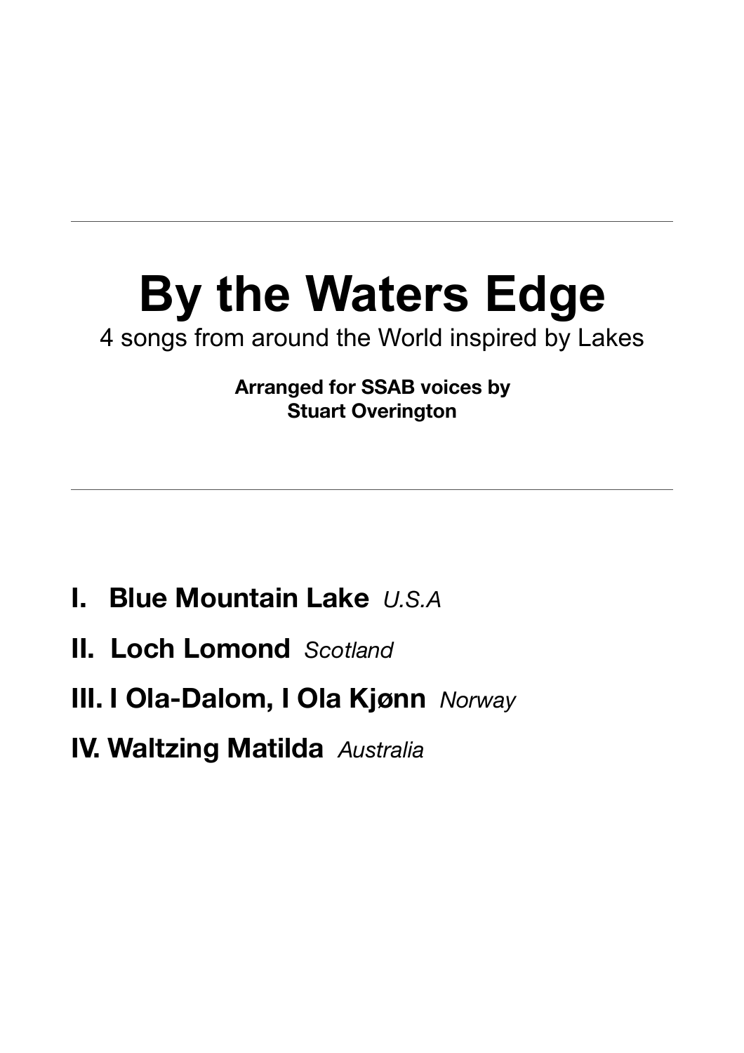---

# By the Waters Edge

4 songs from around the World inspired by Lakes

**Arranged for SSAB voices by**
**Stuart Overington**

---

**I. Blue Mountain Lake** *U.S.A*

**II. Loch Lomond** *Scotland*

**III. I Ola-Dalom, I Ola Kjønn** *Norway*

**IV. Waltzing Matilda** *Australia*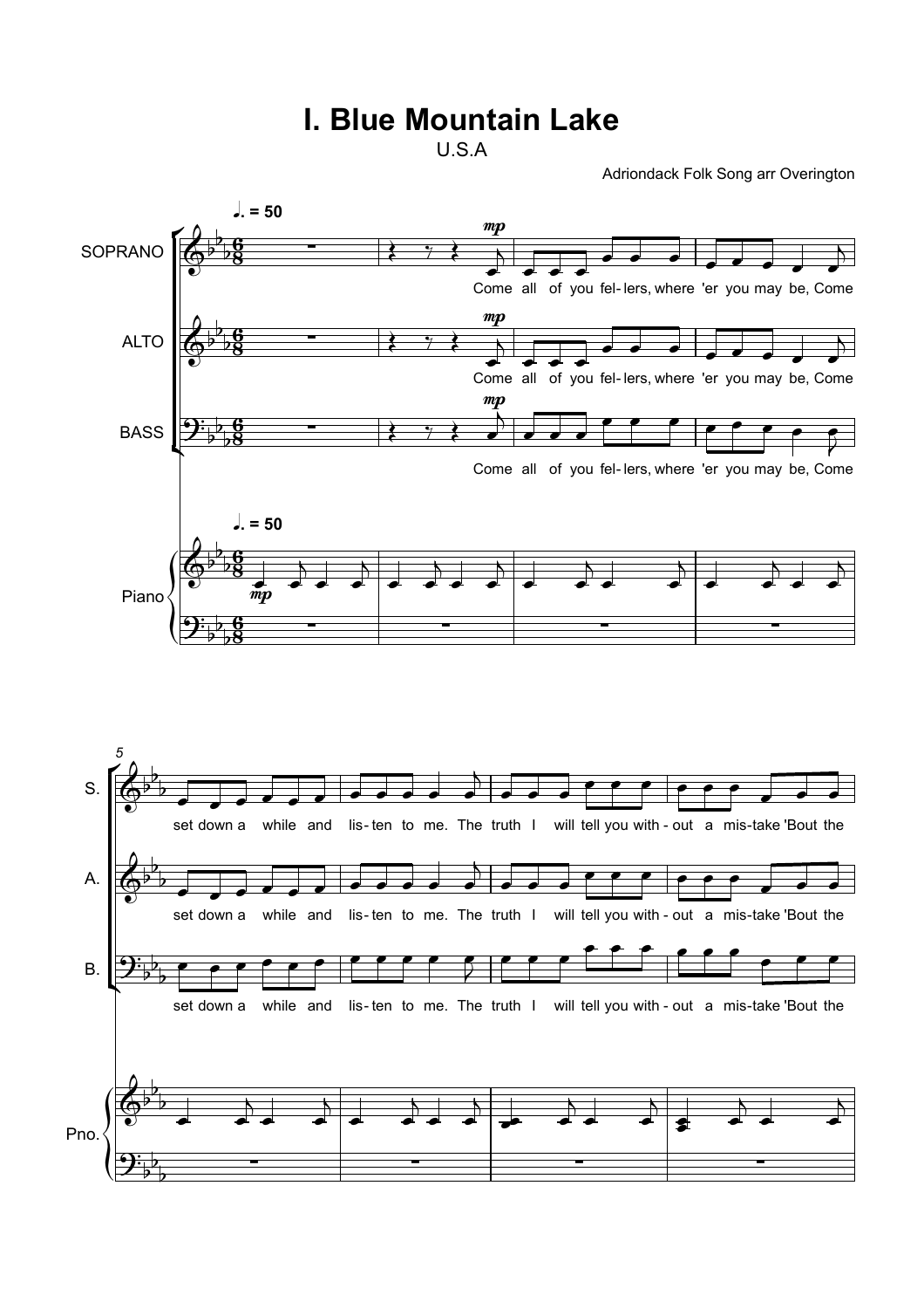# I. Blue Mountain Lake

U.S.A

Adriondack Folk Song arr Overington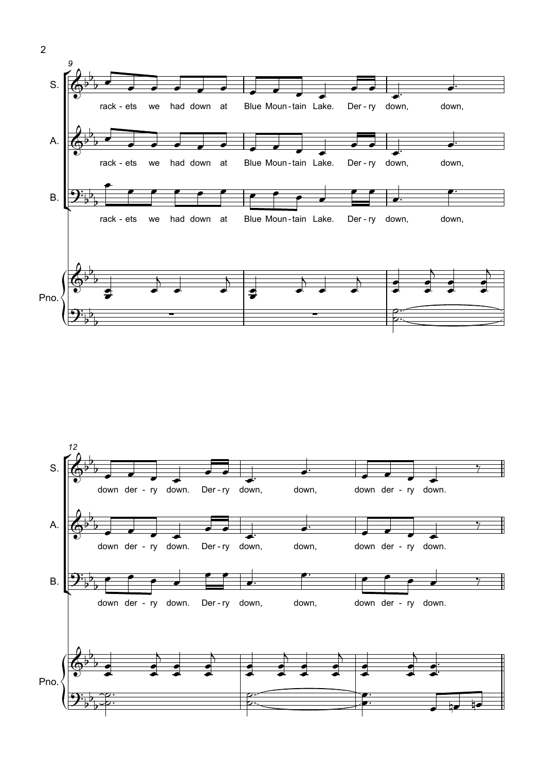rack - ets we had down at Blue Moun - tain Lake. Der - ry down, down,

down der - ry down. Der - ry down, down, down der - ry down.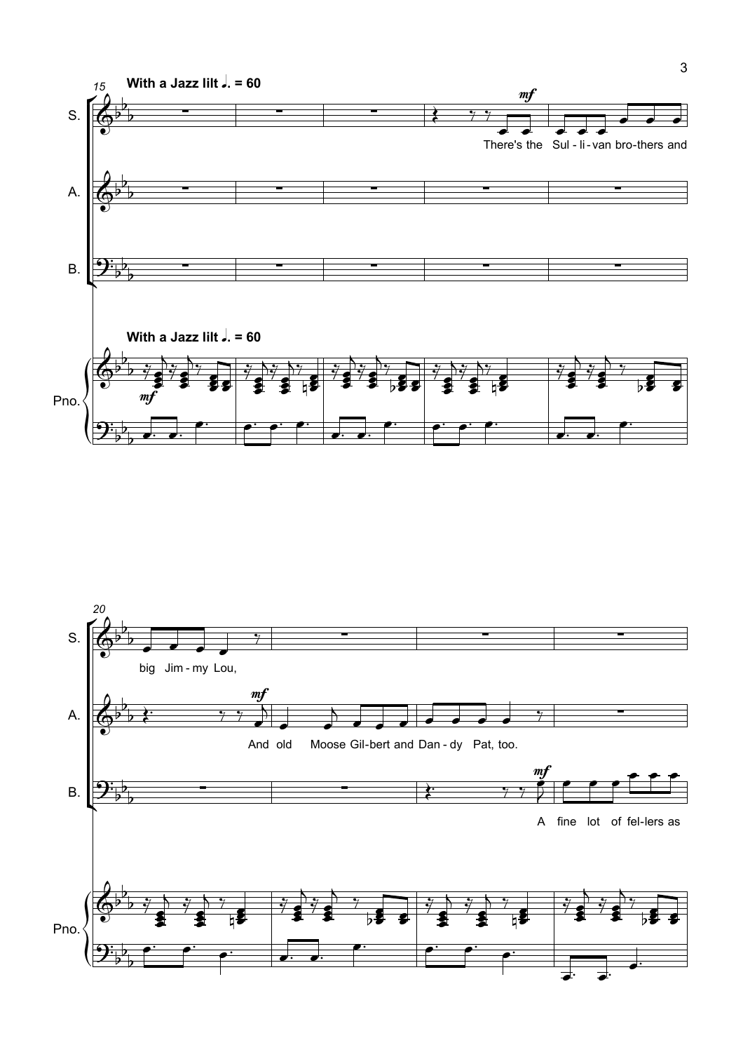**With a Jazz lilt ♩. = 60**

S. There's the Sul - li - van bro - thers and big Jim - my Lou,

A. And old Moose Gil - bert and Dan - dy Pat, too.

B. A fine lot of fel - lers as

Pno.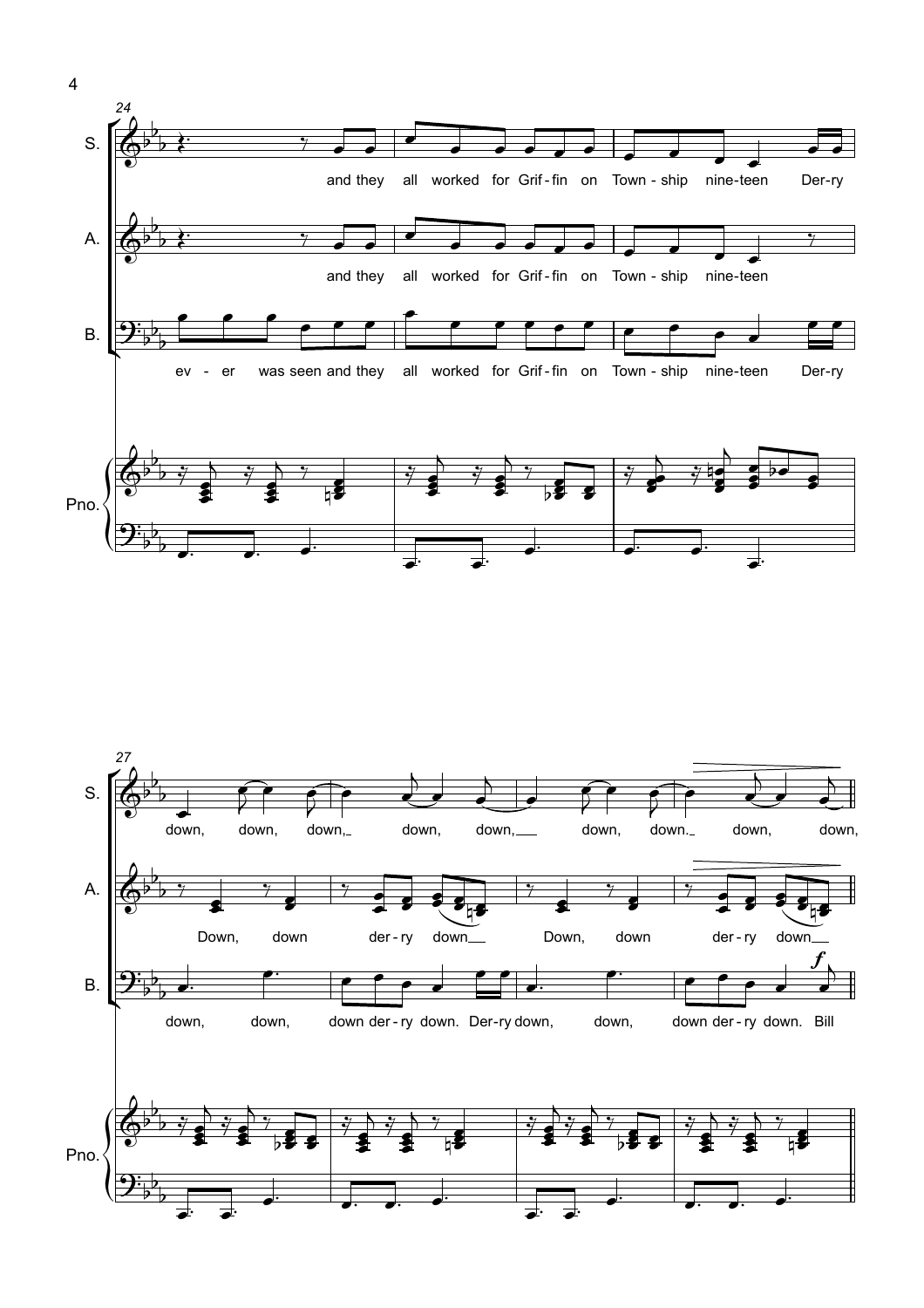S.: and they all worked for Grif - fin on Town - ship nine - teen Der - ry

A.: and they all worked for Grif - fin on Town - ship nine - teen

B.: ev - er was seen and they all worked for Grif - fin on Town - ship nine - teen Der - ry

Pno.

S.: down, down, down, down, down, down, down. down, down,

A.: Down, down der - ry down Down, down der - ry down

B.: down, down, down der - ry down. Der - ry down, down, down der - ry down. Bill

Pno.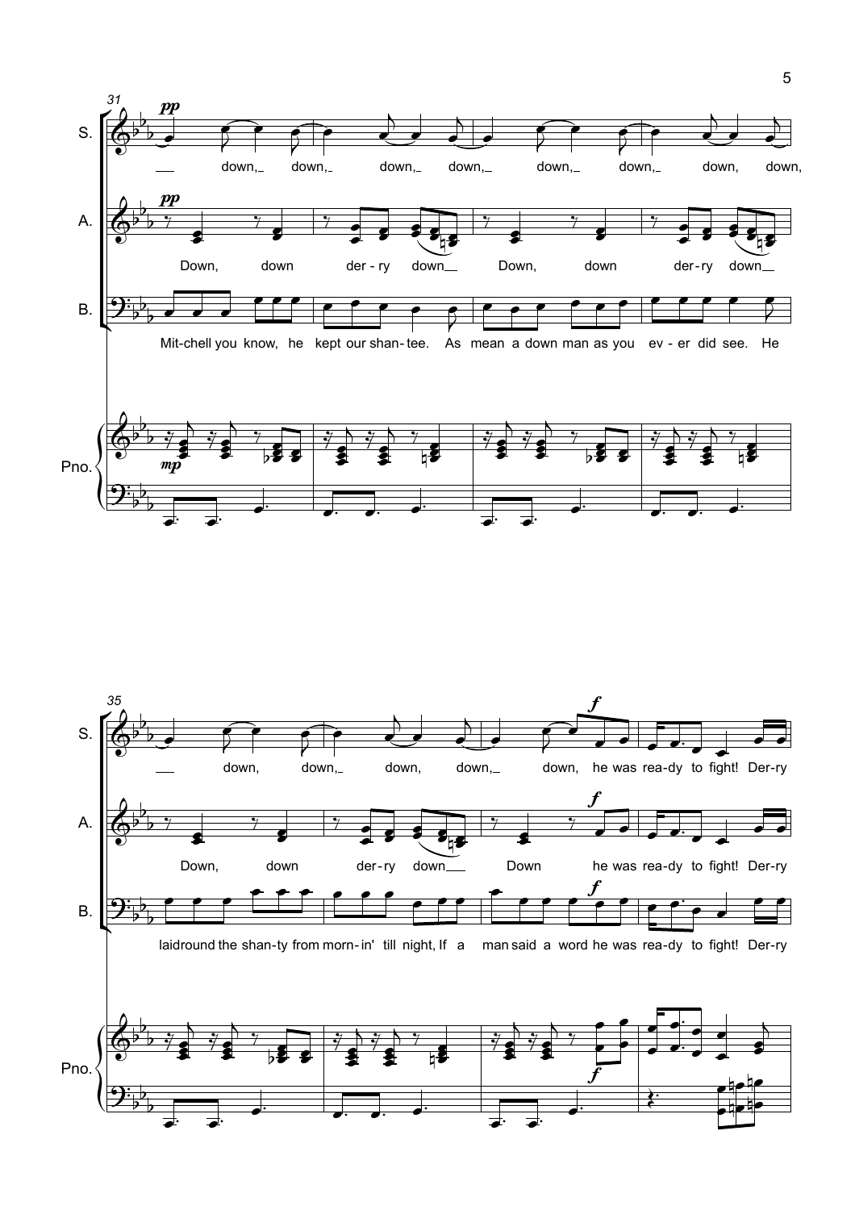31

S. *pp* down, down, down, down, down, down, down, down,

A. *pp* Down, down der - ry down Down, down der - ry down

B. Mit-chell you know, he kept our shan - tee. As mean a down man as you ev - er did see. He

Pno. *mp*

35

S. down, down, down, down, down, he was rea - dy to fight! Der - ry

A. Down, down der - ry down Down he was rea - dy to fight! Der - ry

B. laid round the shan - ty from morn - in' till night, If a man said a word he was rea - dy to fight! Der - ry

Pno. *f*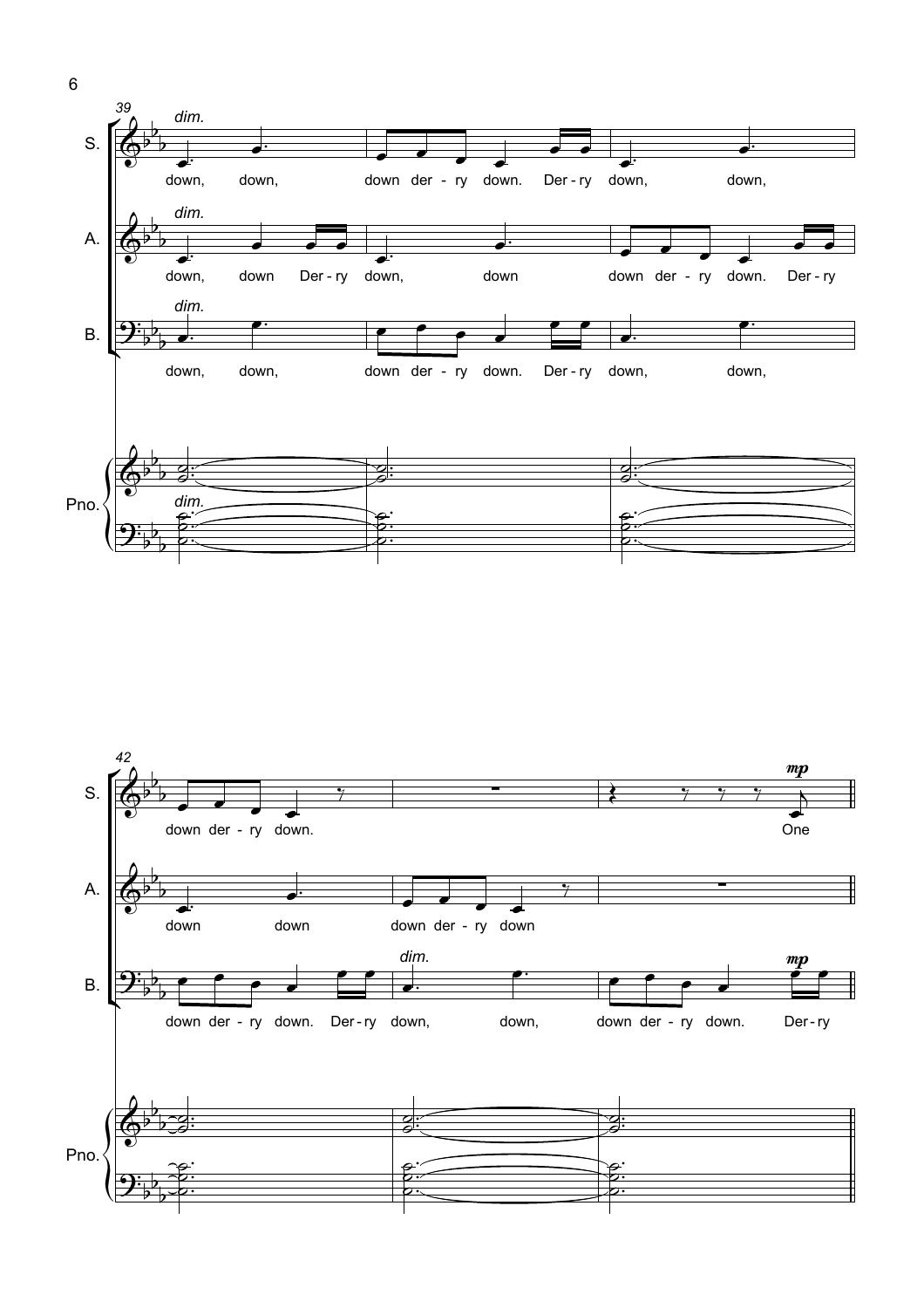39

*dim.*

S. down, down, down der - ry down. Der - ry down, down,

A. down, down Der - ry down, down down der - ry down. Der - ry

B. down, down, down der - ry down. Der - ry down, down,

Pno.

42

S. down der - ry down. One

A. down down down der - ry down

B. down der - ry down. Der - ry down, down, down der - ry down. Der - ry

*dim.* *mp*

Pno.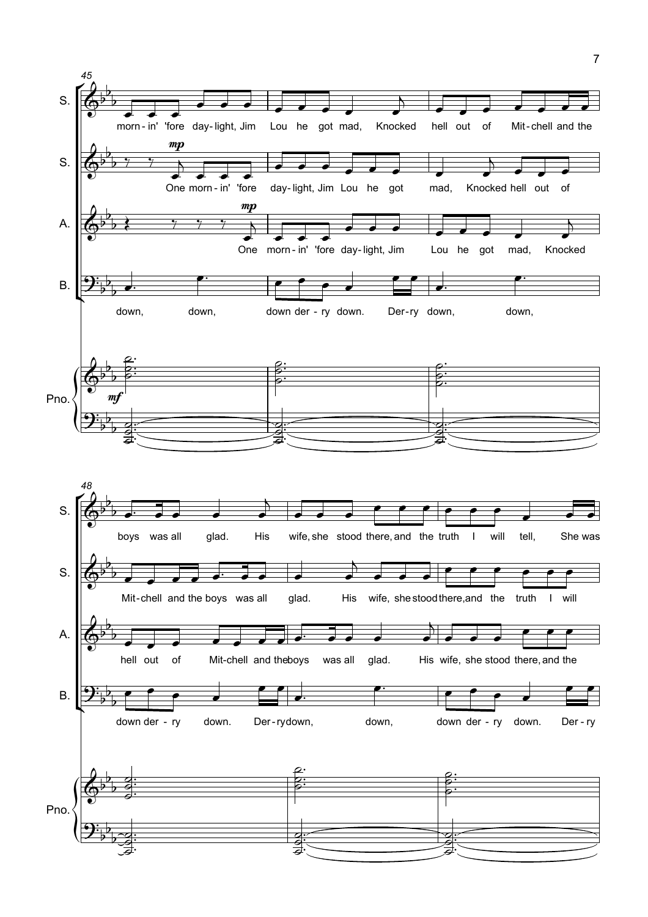45

S. morn-in' 'fore day-light, Jim Lou he got mad, Knocked hell out of Mit-chell and the

S. *mp* One morn-in' 'fore day-light, Jim Lou he got mad, Knocked hell out of

A. *mp* One morn-in' 'fore day-light, Jim Lou he got mad, Knocked

B. down, down, down der-ry down. Der-ry down, down,

Pno. *mf*

48

S. boys was all glad. His wife, she stood there, and the truth I will tell, She was

S. Mit-chell and the boys was all glad. His wife, she stood there, and the truth I will

A. hell out of Mit-chell and the boys was all glad. His wife, she stood there, and the

B. down der-ry down. Der-ry down, down, down der-ry down. Der-ry

Pno.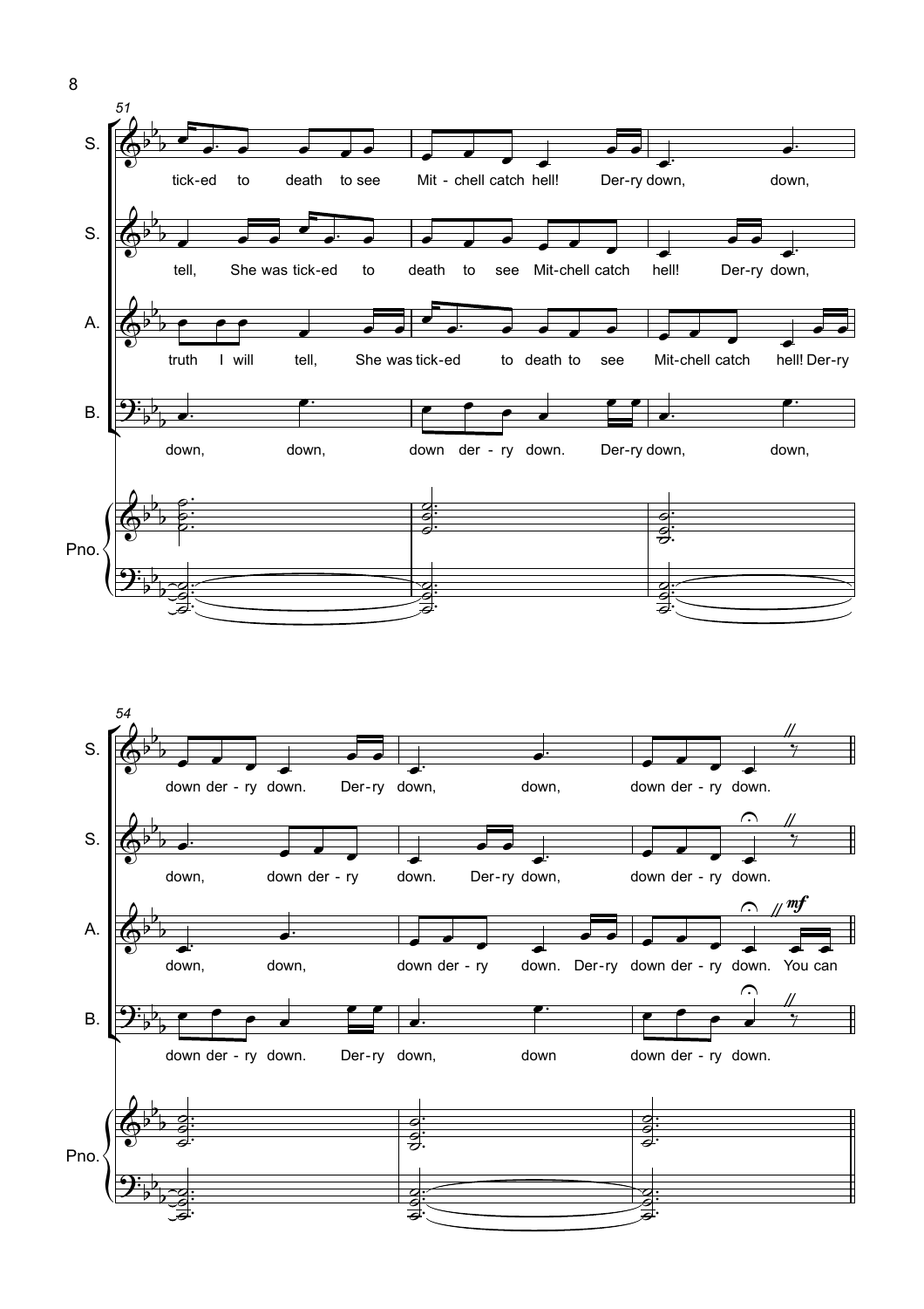51

S. — tick-ed to death to see Mit - chell catch hell! Der-ry down, down,

S. — tell, She was tick-ed to death to see Mit-chell catch hell! Der-ry down,

A. — truth I will tell, She was tick-ed to death to see Mit-chell catch hell! Der-ry

B. — down, down, down der - ry down. Der-ry down, down,

Pno.

54

S. — down der - ry down. Der-ry down, down, down der - ry down.

S. — down, down der - ry down. Der-ry down, down der - ry down.

A. — down, down, down der - ry down. Der-ry down der - ry down. *mf* You can

B. — down der - ry down. Der-ry down, down down der - ry down.

Pno.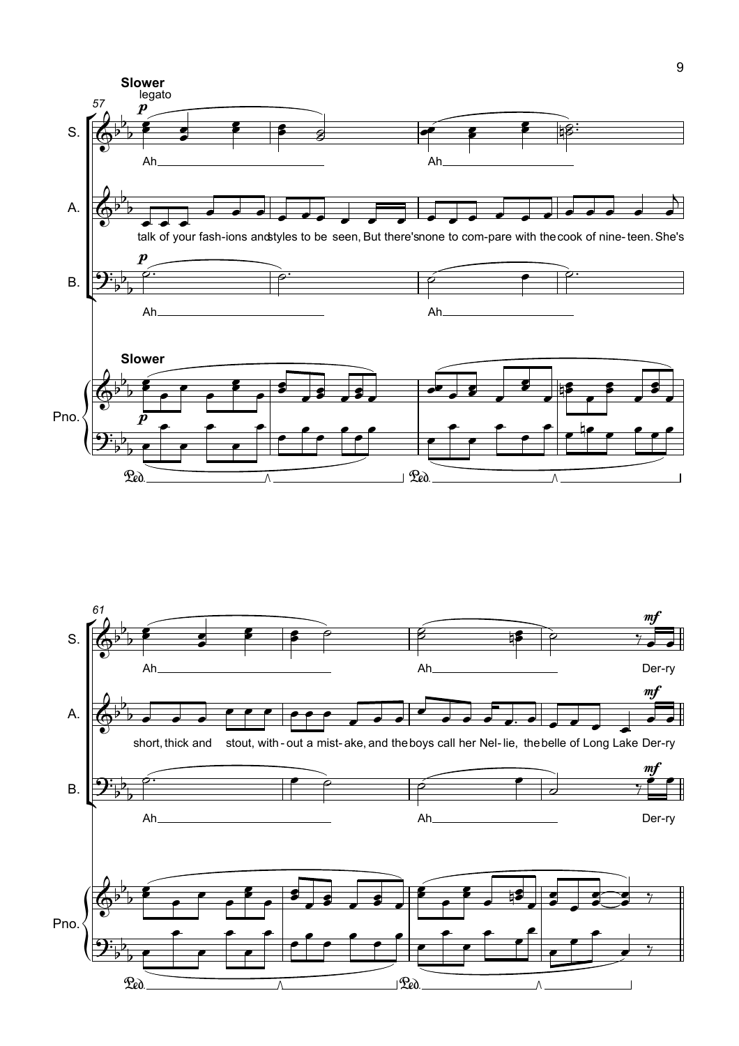**Slower**

legato

57

S.

*p*

Ah

Ah

A.

talk of your fash-ions and styles to be seen, But there's none to com-pare with the cook of nine-teen. She's

B.

*p*

Ah

Ah

**Slower**

Pno.

*p*

61

S.

Ah

Ah

*mf*

Der-ry

A.

short, thick and stout, with-out a mist-ake, and the boys call her Nel-lie, the belle of Long Lake

*mf*

Der-ry

B.

Ah

Ah

*mf*

Der-ry

Pno.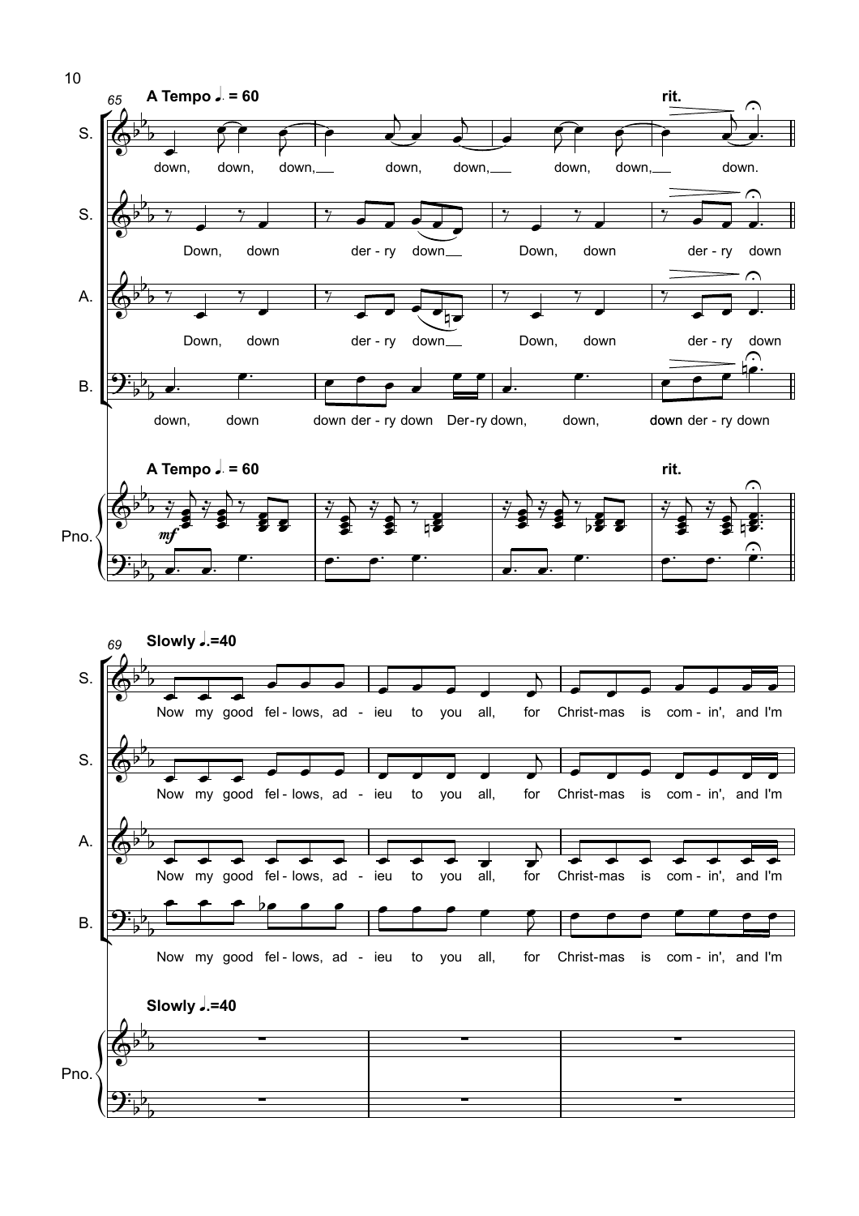**A Tempo ♩. = 60** — **rit.**

S.: down, down, down, down, down, down, down, down.

S.: Down, down der - ry down Down, down der - ry down

A.: Down, down der - ry down Down, down der - ry down

B.: down, down down der - ry down Der-ry down, down, down der - ry down

Pno.: *mf*

**Slowly ♩.=40**

S.: Now my good fel - lows, ad - ieu to you all, for Christ-mas is com - in', and I'm

S.: Now my good fel - lows, ad - ieu to you all, for Christ-mas is com - in', and I'm

A.: Now my good fel - lows, ad - ieu to you all, for Christ-mas is com - in', and I'm

B.: Now my good fel - lows, ad - ieu to you all, for Christ-mas is com - in', and I'm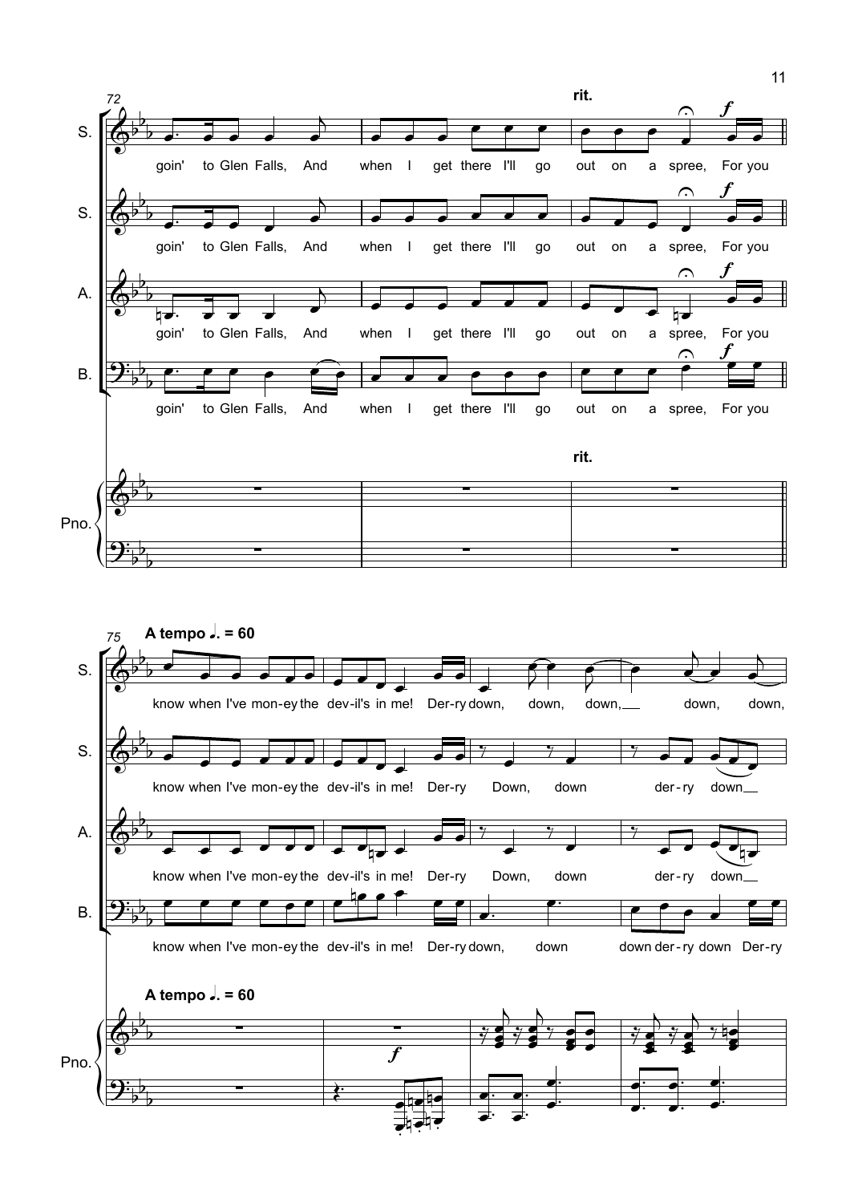**rit.**

S.: goin' to Glen Falls, And when I get there I'll go out on a spree, For you

S.: goin' to Glen Falls, And when I get there I'll go out on a spree, For you

A.: goin' to Glen Falls, And when I get there I'll go out on a spree, For you

B.: goin' to Glen Falls, And when I get there I'll go out on a spree, For you

Pno.

**A tempo ♩. = 60**

S.: know when I've mon-ey the dev-il's in me! Der-ry down, down, down, down, down,

S.: know when I've mon-ey the dev-il's in me! Der-ry Down, down der-ry down

A.: know when I've mon-ey the dev-il's in me! Der-ry Down, down der-ry down

B.: know when I've mon-ey the dev-il's in me! Der-ry down, down down der-ry down Der-ry

Pno.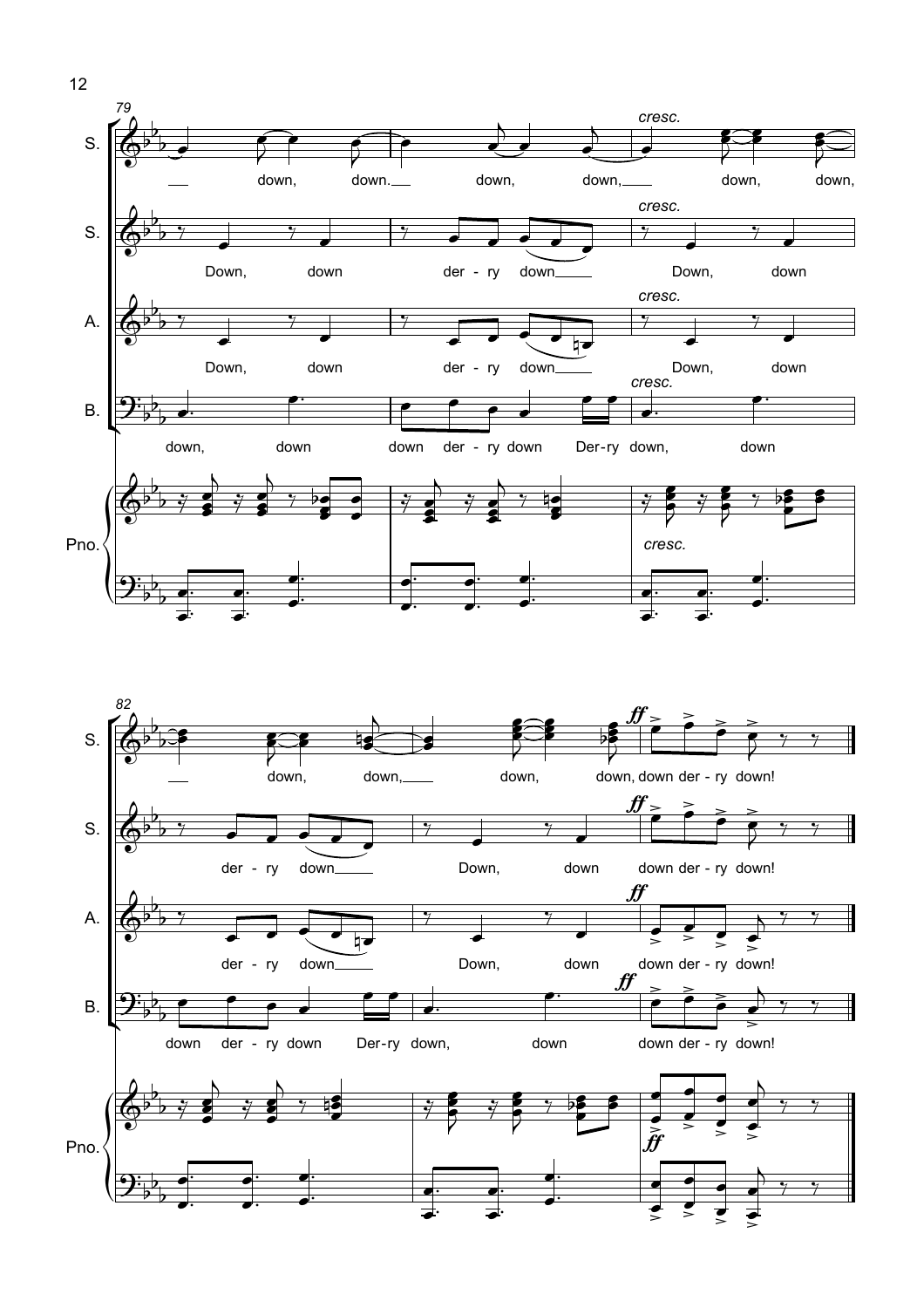**S.**
down, down. down, down, down, down,
down, down, down, down, down der - ry down!

**S.**
Down, down der - ry down Down, down
der - ry down Down, down down der - ry down!

**A.**
Down, down der - ry down Down, down
der - ry down Down, down down der - ry down!

**B.**
down, down down der - ry down Der-ry down, down
down der - ry down Der-ry down, down down der - ry down!

**Pno.**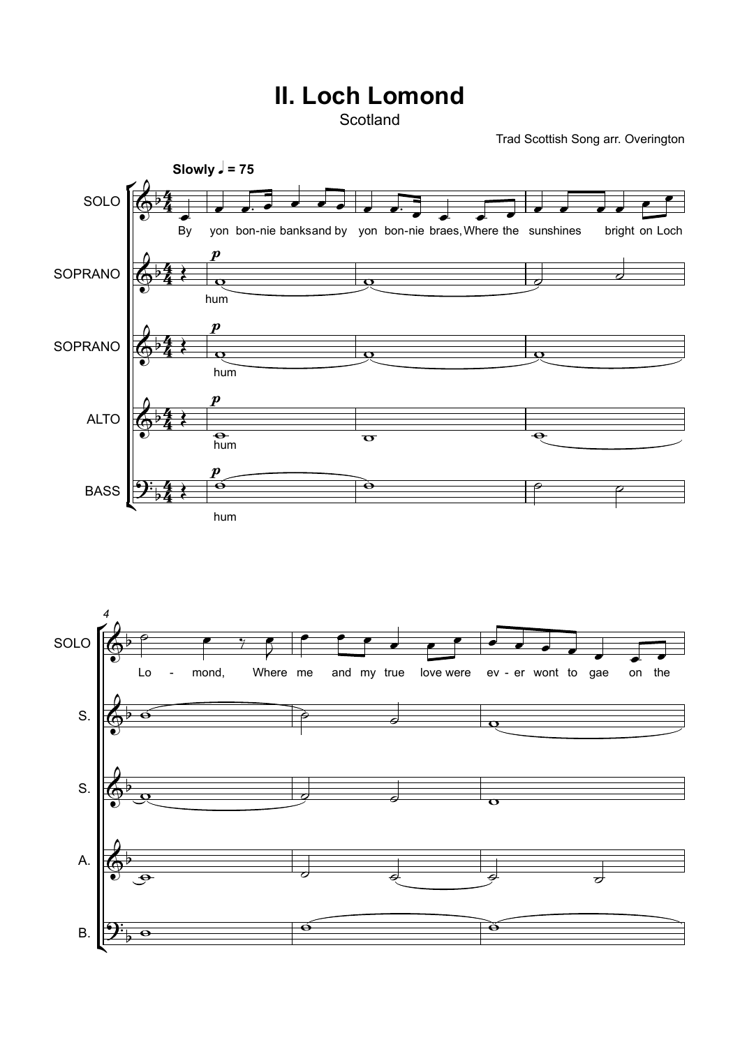# II. Loch Lomond

Scotland

Trad Scottish Song arr. Overington

**Slowly** ♩ = 75

SOLO: By yon bon-nie banks and by yon bon-nie braes, Where the sunshines bright on Loch Lo - mond, Where me and my true love were ev - er wont to gae on the

SOPRANO: hum

SOPRANO: hum

ALTO: hum

BASS: hum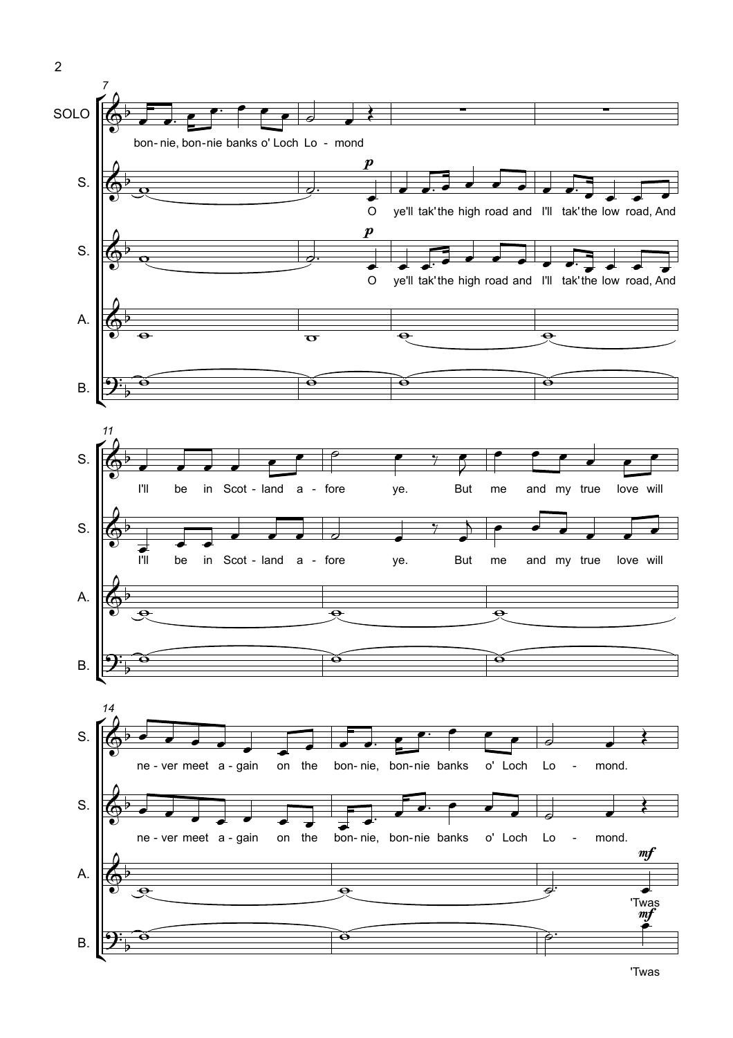SOLO: bon-nie, bon-nie banks o' Loch Lo - mond

S.: O ye'll tak' the high road and I'll tak' the low road, And I'll be in Scot - land a - fore ye. But me and my true love will ne - ver meet a - gain on the bon-nie, bon-nie banks o' Loch Lo - mond.

S.: O ye'll tak' the high road and I'll tak' the low road, And I'll be in Scot - land a - fore ye. But me and my true love will ne - ver meet a - gain on the bon-nie, bon-nie banks o' Loch Lo - mond.

A.: 'Twas

B.: 'Twas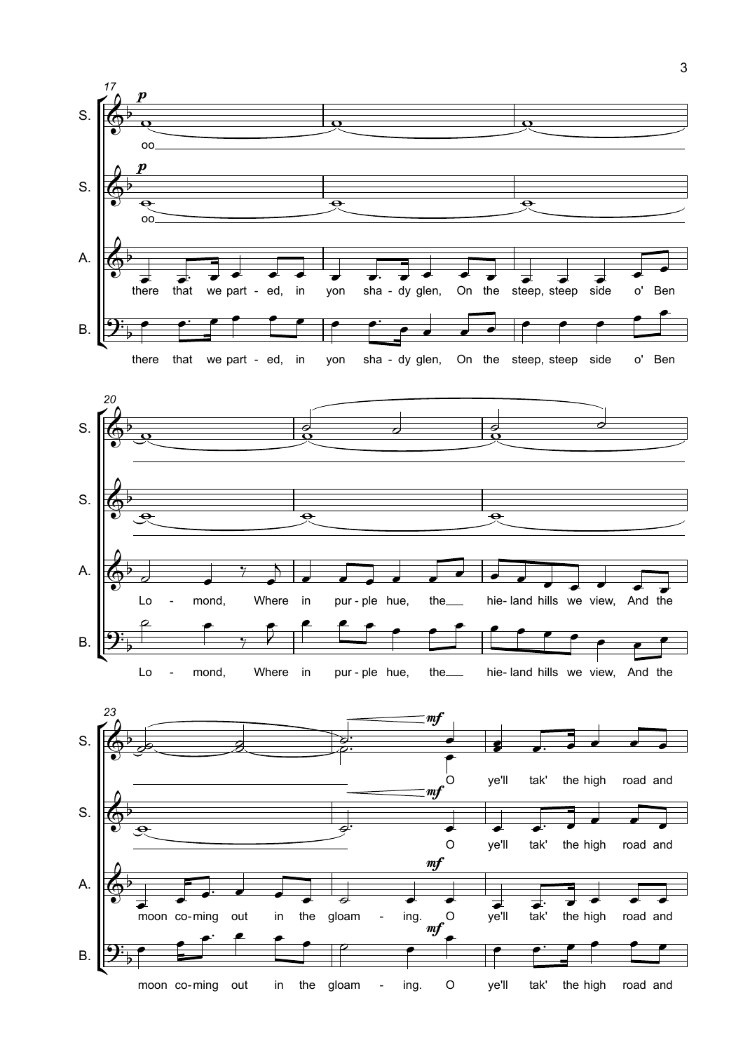17

S. *p* oo

S. *p* oo

A. there that we part - ed, in yon sha - dy glen, On the steep, steep side o' Ben

B. there that we part - ed, in yon sha - dy glen, On the steep, steep side o' Ben

20

A. Lo - mond, Where in pur - ple hue, the hie- land hills we view, And the

B. Lo - mond, Where in pur - ple hue, the hie- land hills we view, And the

23

S. *mf* O ye'll tak' the high road and

S. *mf* O ye'll tak' the high road and

A. moon co- ming out in the gloam - ing. *mf* O ye'll tak' the high road and

B. moon co- ming out in the gloam - ing. *mf* O ye'll tak' the high road and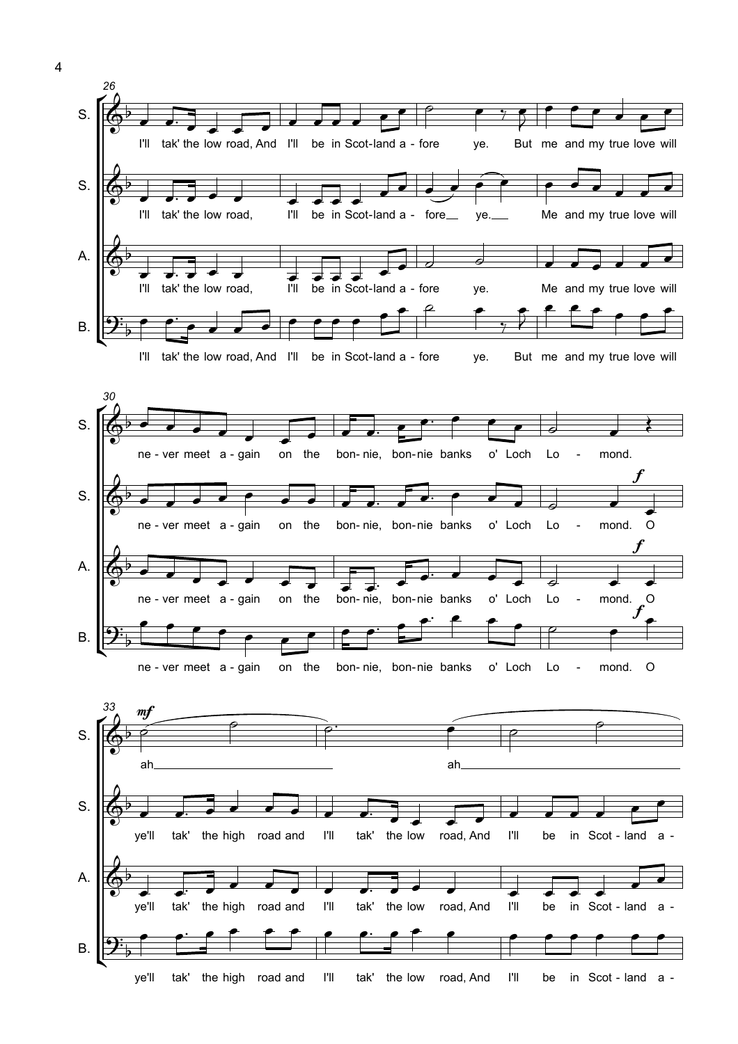26

S. I'll tak' the low road, And I'll be in Scot-land a - fore ye. But me and my true love will

S. I'll tak' the low road, I'll be in Scot-land a - fore\_\_ ye.\_\_ Me and my true love will

A. I'll tak' the low road, I'll be in Scot-land a - fore ye. Me and my true love will

B. I'll tak' the low road, And I'll be in Scot-land a - fore ye. But me and my true love will

30

S. ne - ver meet a - gain on the bon- nie, bon- nie banks o' Loch Lo - mond.

S. ne - ver meet a - gain on the bon- nie, bon- nie banks o' Loch Lo - mond. O

A. ne - ver meet a - gain on the bon- nie, bon- nie banks o' Loch Lo - mond. O

B. ne - ver meet a - gain on the bon- nie, bon- nie banks o' Loch Lo - mond. O

33

S. *mf* ah\_\_ ah\_\_

S. ye'll tak' the high road and I'll tak' the low road, And I'll be in Scot - land a -

A. ye'll tak' the high road and I'll tak' the low road, And I'll be in Scot - land a -

B. ye'll tak' the high road and I'll tak' the low road, And I'll be in Scot - land a -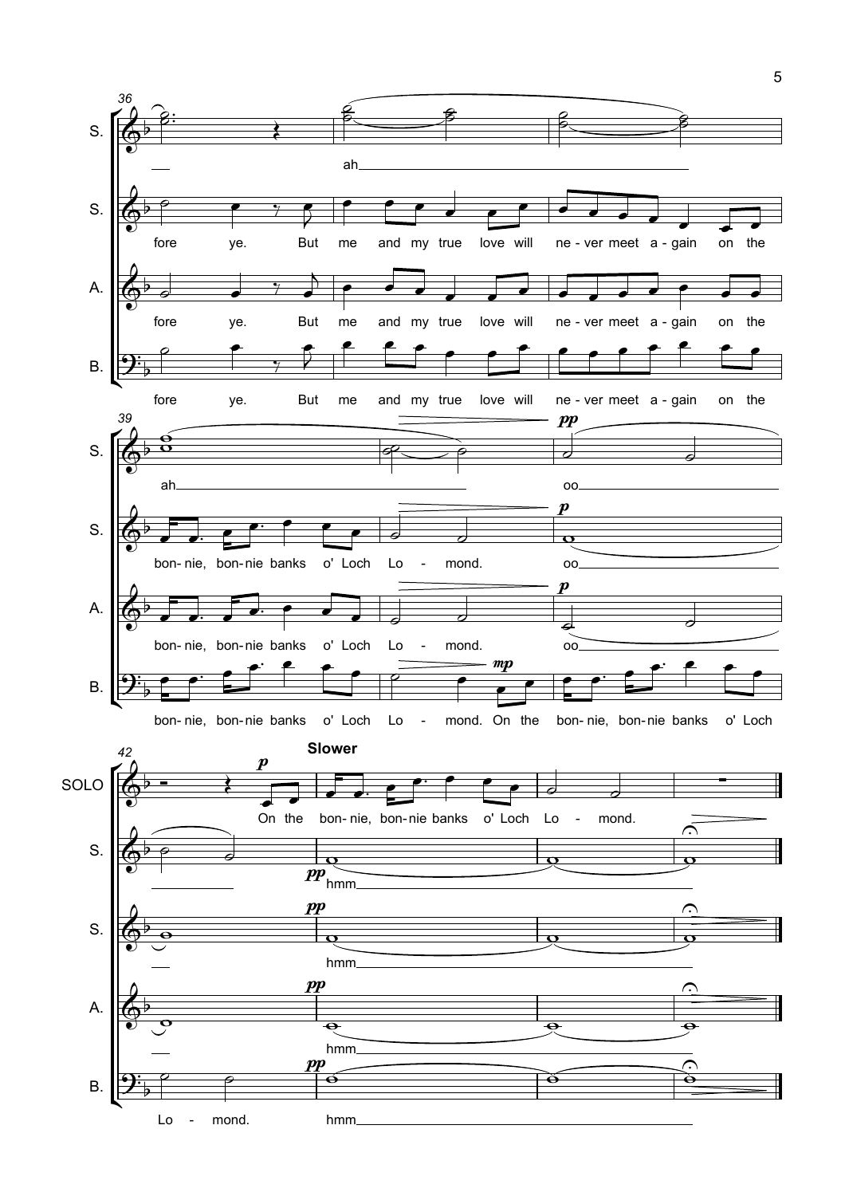36

S. — ah

S. fore ye. But me and my true love will ne - ver meet a - gain on the

A. fore ye. But me and my true love will ne - ver meet a - gain on the

B. fore ye. But me and my true love will ne - ver meet a - gain on the

39

S. ah *pp* oo

S. bon- nie, bon- nie banks o' Loch Lo - mond. *p* oo

A. bon- nie, bon- nie banks o' Loch Lo - mond. *p* oo

B. bon- nie, bon- nie banks o' Loch Lo - mond. *mp* On the bon- nie, bon- nie banks o' Loch

42 **Slower**

SOLO *p* On the bon- nie, bon- nie banks o' Loch Lo - mond.

S. *pp* hmm

S. *pp* hmm

A. *pp* hmm

B. Lo - mond. *pp* hmm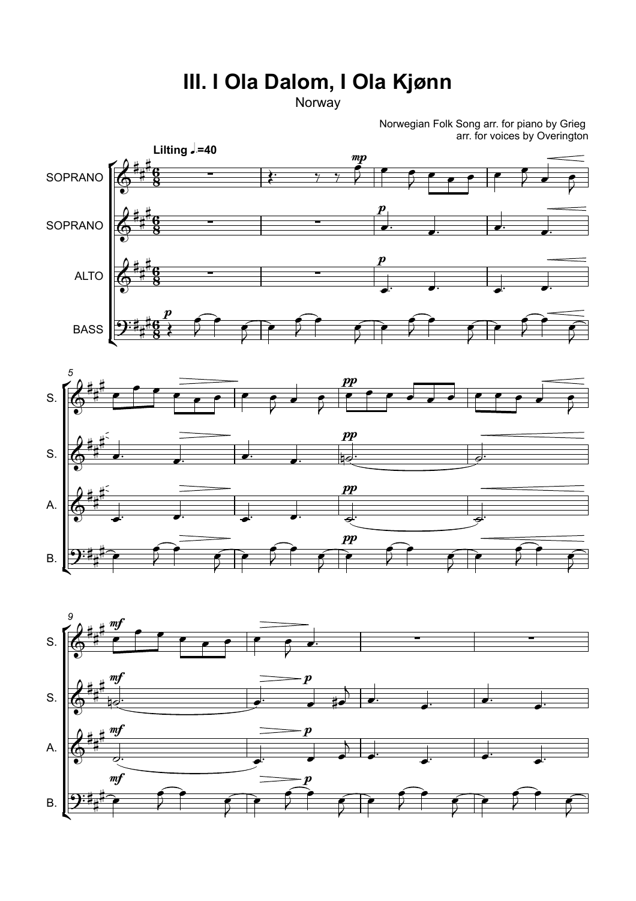# III. I Ola Dalom, I Ola Kjønn

Norway

Norwegian Folk Song arr. for piano by Grieg
arr. for voices by Overington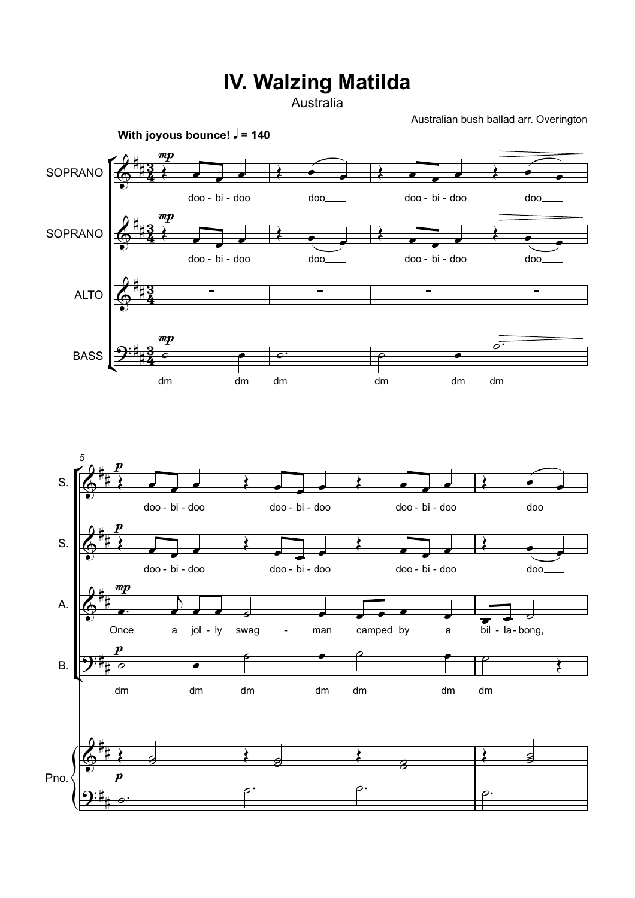# IV. Walzing Matilda

Australia

Australian bush ballad arr. Overington

**With joyous bounce!** ♩ = 140

SOPRANO: doo - bi - doo doo doo - bi - doo doo

SOPRANO: doo - bi - doo doo doo - bi - doo doo

ALTO

BASS: dm dm dm dm dm dm

5

S.: doo - bi - doo doo - bi - doo doo - bi - doo doo

S.: doo - bi - doo doo - bi - doo doo - bi - doo doo

A.: Once a jol - ly swag - man camped by a bil - la - bong,

B.: dm dm dm dm dm dm dm

Pno.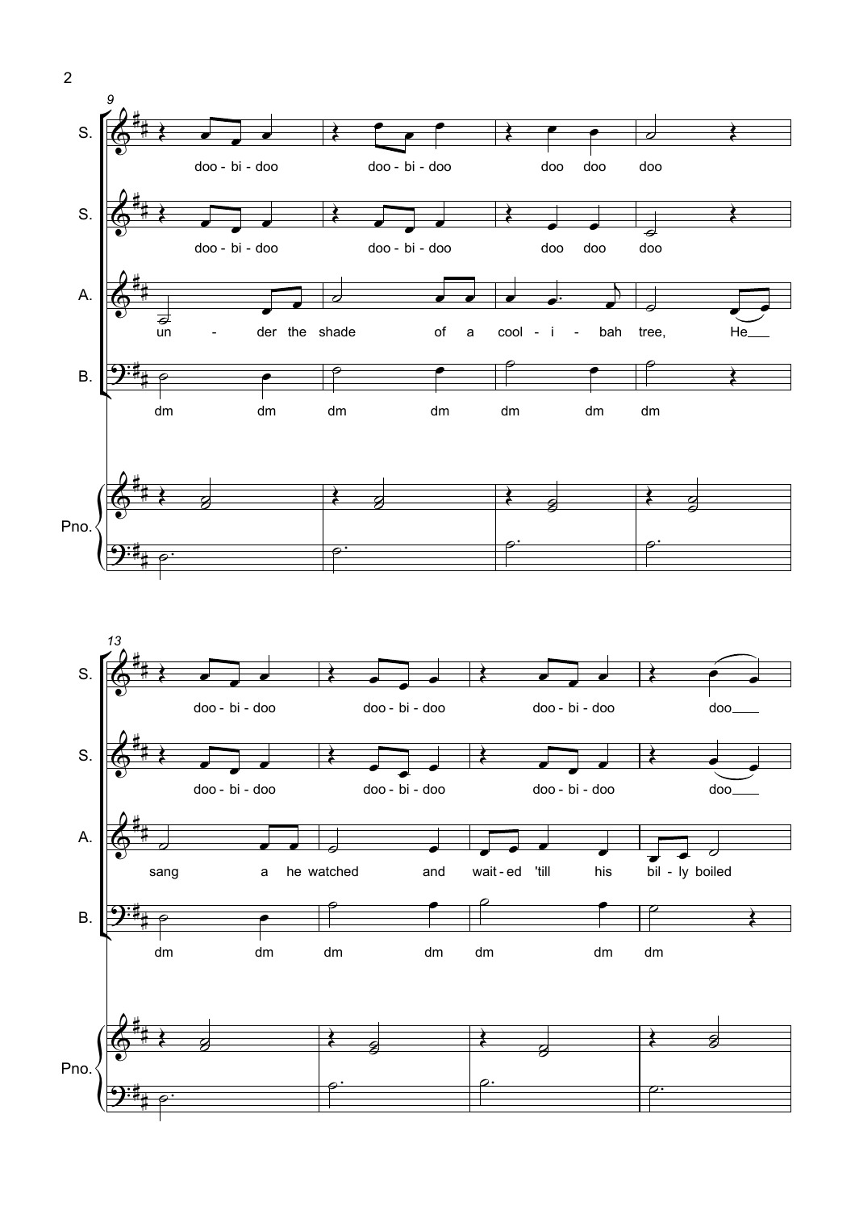S. doo - bi - doo doo - bi - doo doo doo doo

S. doo - bi - doo doo - bi - doo doo doo doo

A. un - der the shade of a cool - i - bah tree, He

B. dm dm dm dm dm dm dm

Pno.

S. doo - bi - doo doo - bi - doo doo - bi - doo doo

S. doo - bi - doo doo - bi - doo doo - bi - doo doo

A. sang a he watched and wait - ed 'till his bil - ly boiled

B. dm dm dm dm dm dm dm

Pno.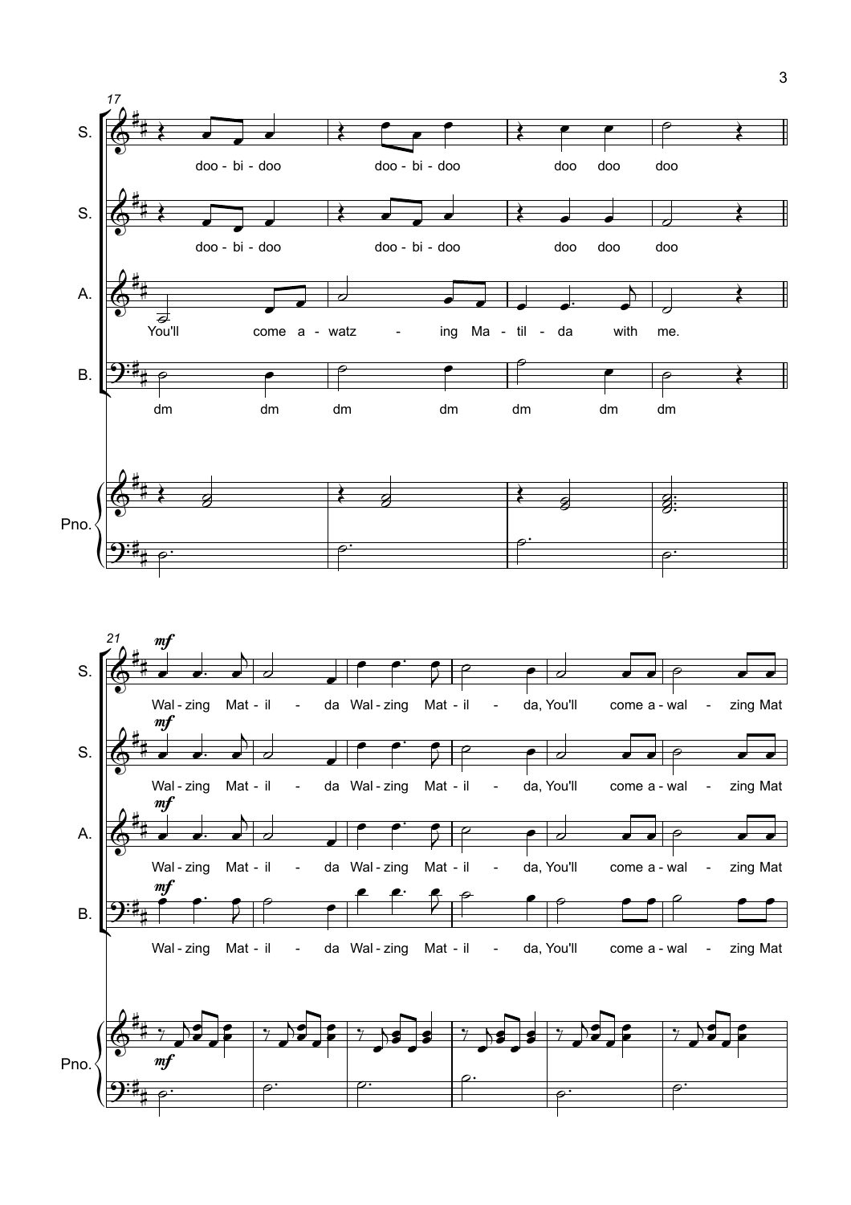17

S. doo - bi - doo doo - bi - doo doo doo doo

S. doo - bi - doo doo - bi - doo doo doo doo

A. You'll come a - watz - ing Ma - til - da with me.

B. dm dm dm dm dm dm dm

Pno.

21

S. *mf* Wal - zing Mat - il - da Wal - zing Mat - il - da, You'll come a - wal - zing Mat

S. *mf* Wal - zing Mat - il - da Wal - zing Mat - il - da, You'll come a - wal - zing Mat

A. *mf* Wal - zing Mat - il - da Wal - zing Mat - il - da, You'll come a - wal - zing Mat

B. *mf* Wal - zing Mat - il - da Wal - zing Mat - il - da, You'll come a - wal - zing Mat

Pno. *mf*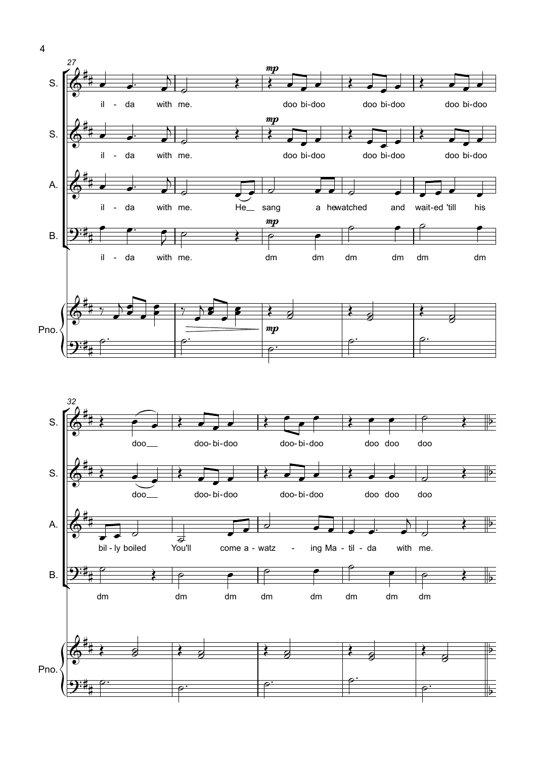**27**

S.: il - da with me. *mp* doo bi-doo doo bi-doo doo bi-doo

S.: il - da with me. *mp* doo bi-doo doo bi-doo doo bi-doo

A.: il - da with me. He__ sang a he watched and wait-ed 'till his

B.: il - da with me. *mp* dm dm dm dm dm dm

Pno. *mp*

**32**

S.: doo__ doo- bi-doo doo- bi-doo doo doo doo

S.: doo__ doo- bi-doo doo- bi-doo doo doo doo

A.: bil - ly boiled You'll come a - watz - ing Ma - til - da with me.

B.: dm dm dm dm dm dm dm dm

Pno.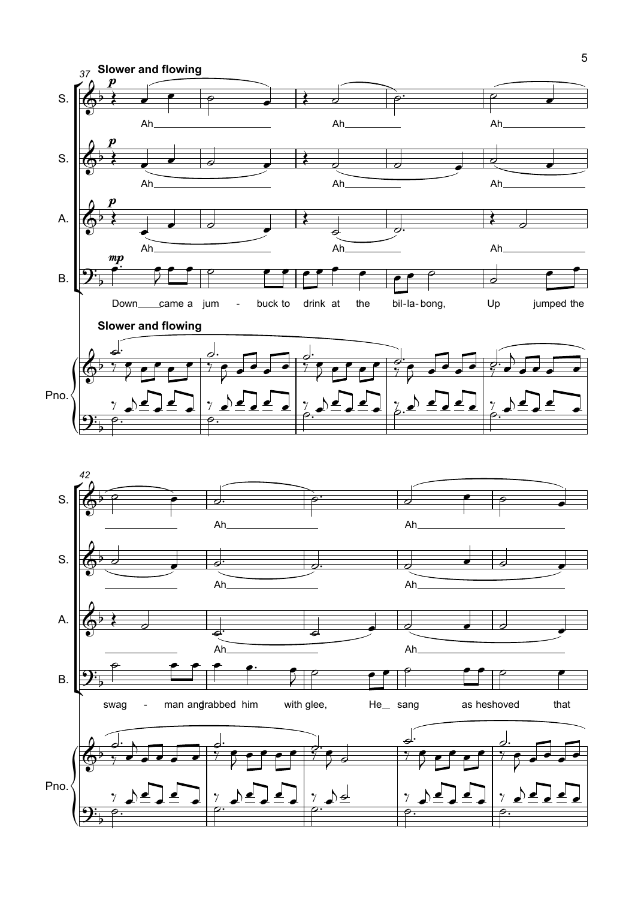**Slower and flowing**

S. *p* Ah — Ah — Ah — Ah — Ah —

S. *p* Ah — Ah — Ah — Ah — Ah —

A. *p* Ah — Ah — Ah — Ah — Ah —

B. *mp* Down came a jum - buck to drink at the bil-la-bong, Up jumped the swag - man and grabbed him with glee, He sang as he shoved that

Pno.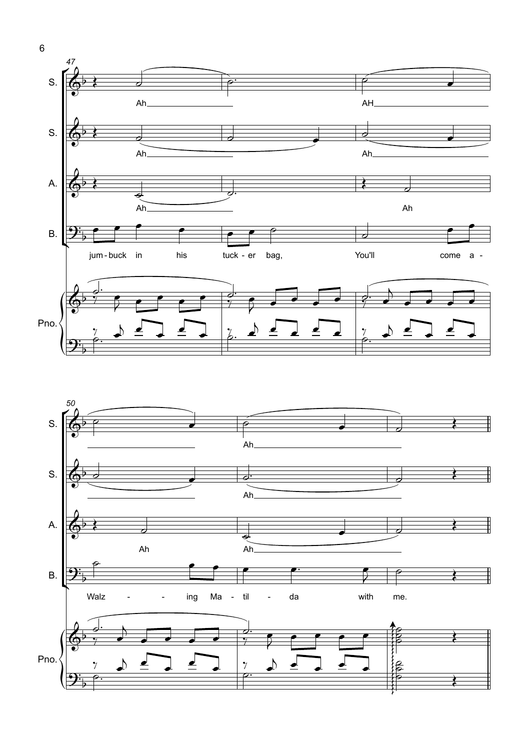47

S. Ah — AH —

S. Ah — Ah —

A. Ah — Ah

B. jum - buck in his tuck - er bag, You'll come a -

Pno.

50

S. — Ah —

S. — Ah —

A. Ah Ah —

B. Walz - - ing Ma - til - da with me.

Pno.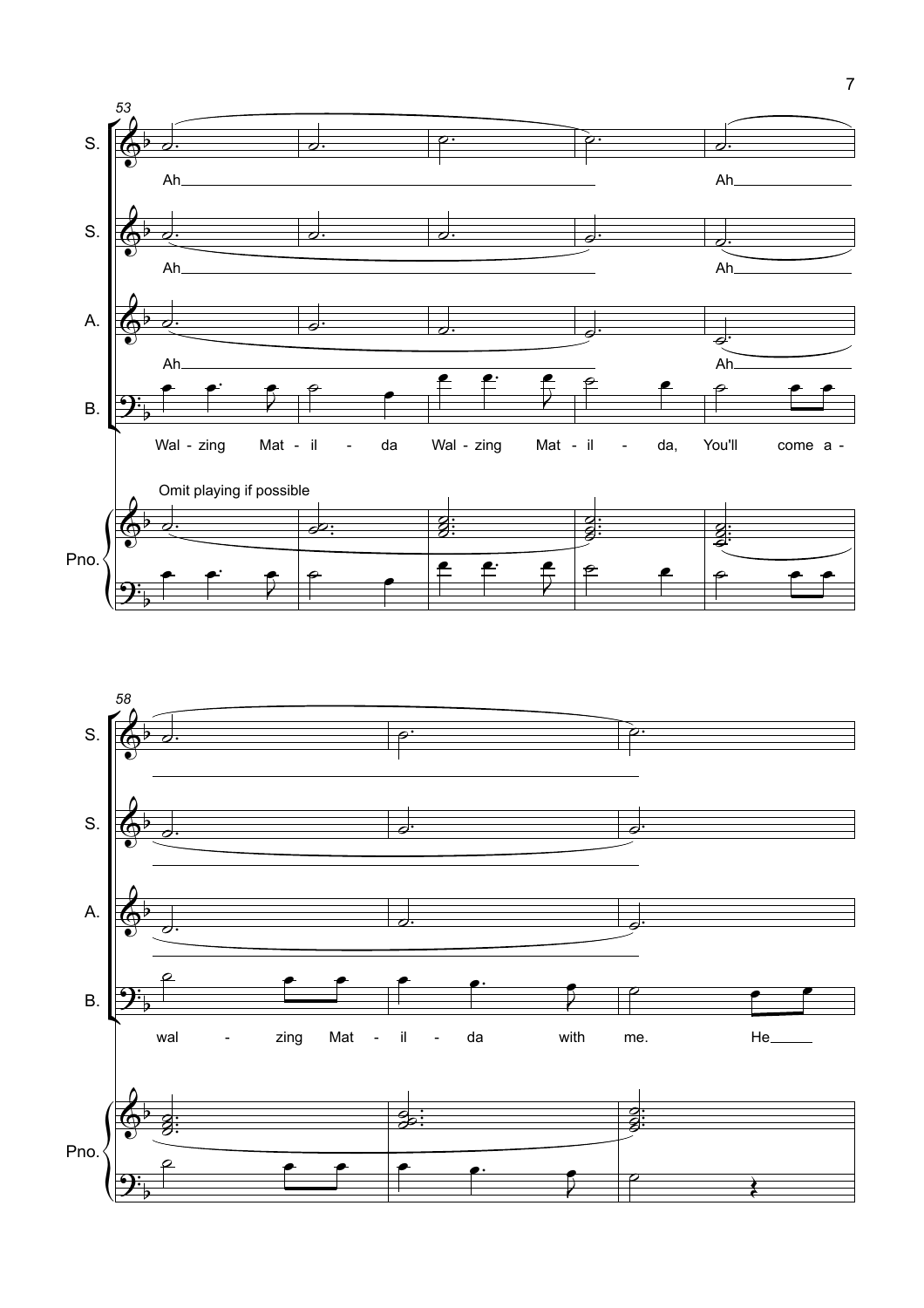53

S. Ah ... Ah

S. Ah ... Ah

A. Ah ... Ah

B. Wal - zing Mat - il - da Wal - zing Mat - il - da, You'll come a -

Omit playing if possible

Pno.

58

S.

S.

A.

B. wal - zing Mat - il - da with me. He

Pno.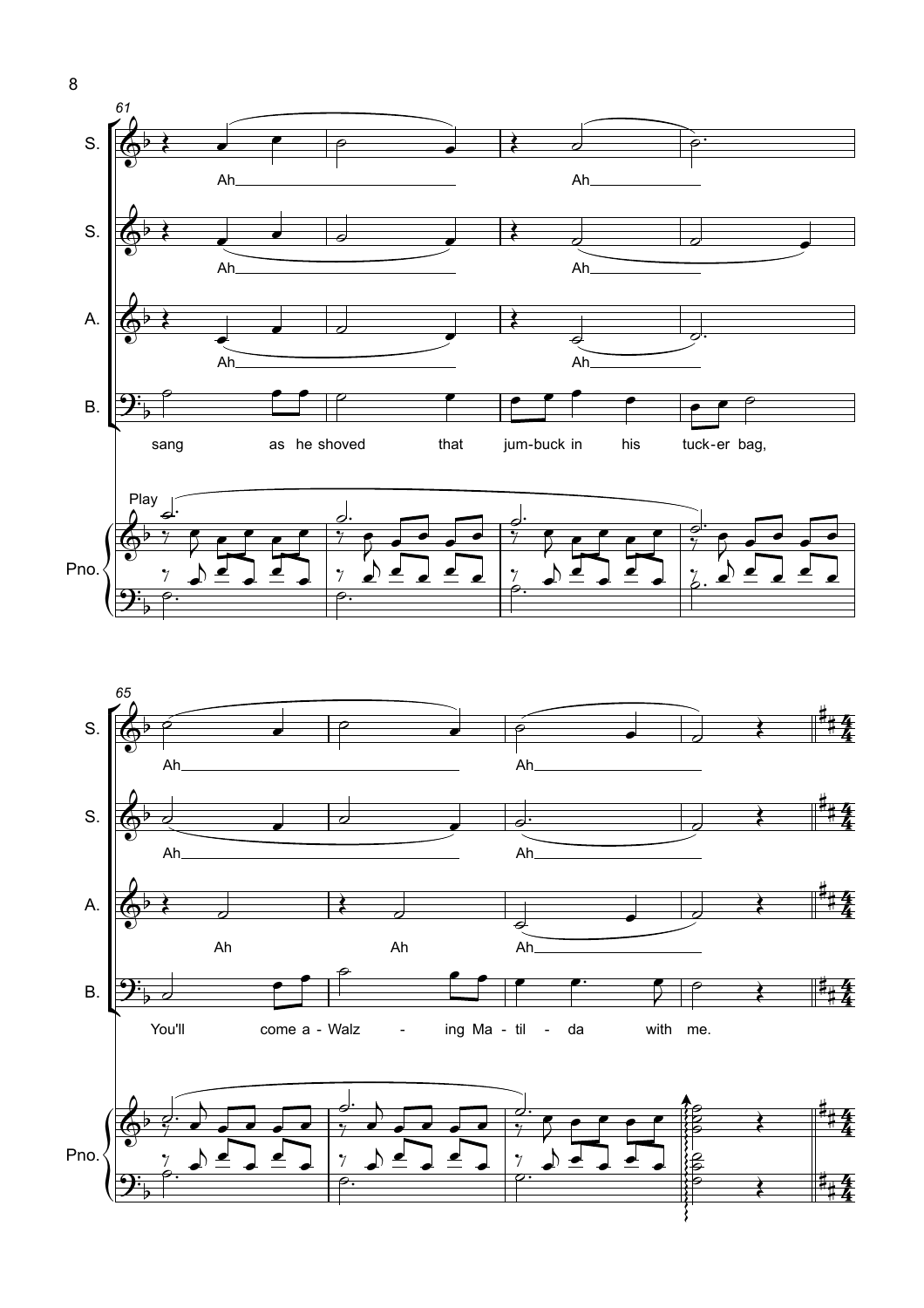61

S. Ah Ah

S. Ah Ah

A. Ah Ah

B. sang as he shoved that jum-buck in his tuck-er bag,

Pno. Play

65

S. Ah Ah

S. Ah Ah

A. Ah Ah Ah

B. You'll come a - Walz - ing Ma - til - da with me.

Pno.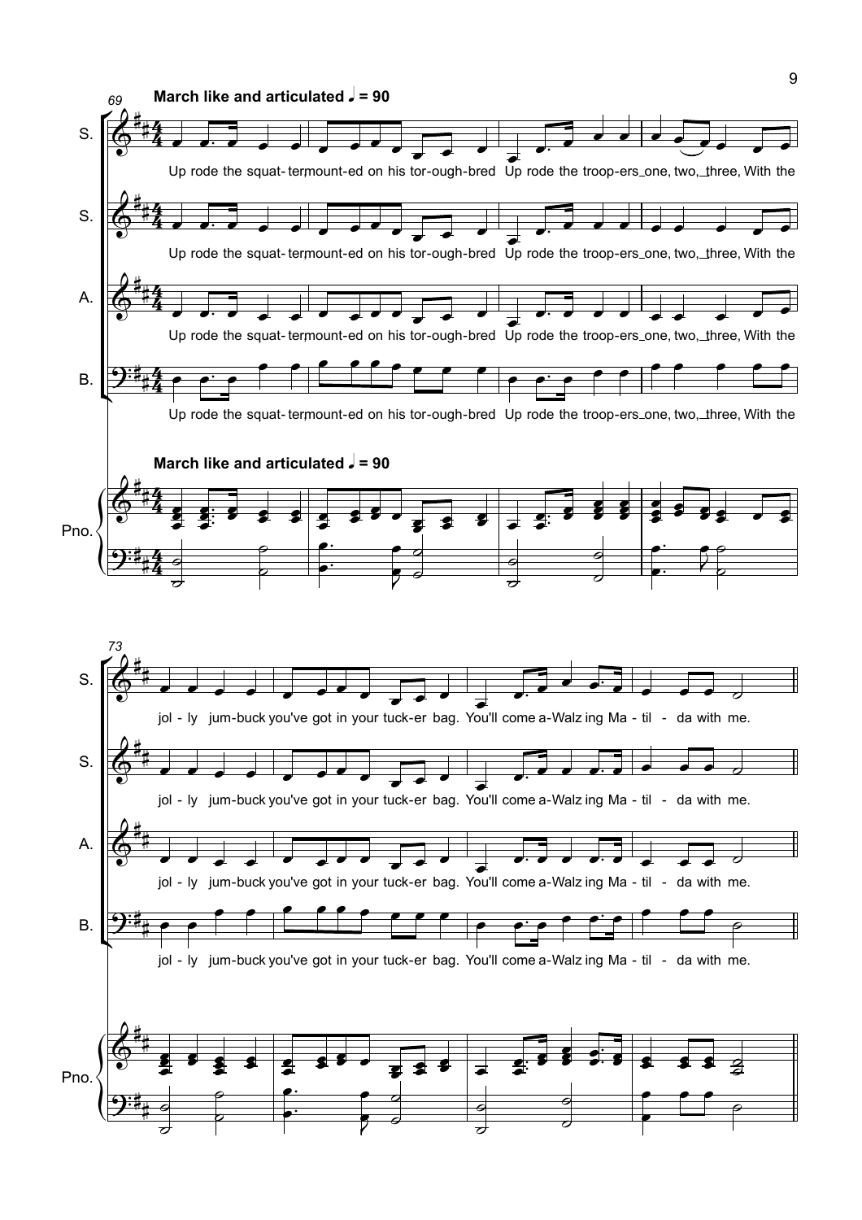**March like and articulated ♩ = 90**

Up rode the squat-ter, mount-ed on his tor-ough-bred Up rode the troop-ers one, two, three, With the

jol - ly jum-buck you've got in your tuck-er bag. You'll come a-Walz ing Ma - til - da with me.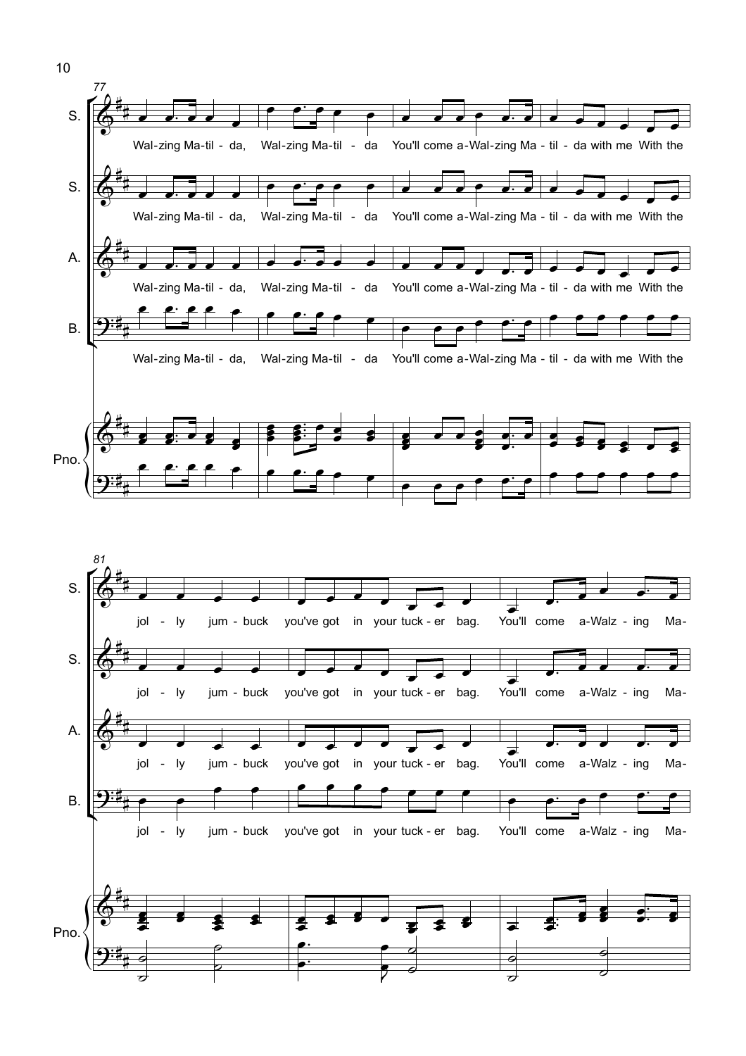77

S.

Wal-zing Ma-til - da, Wal-zing Ma-til - da You'll come a-Wal-zing Ma - til - da with me With the

S.

Wal-zing Ma-til - da, Wal-zing Ma-til - da You'll come a-Wal-zing Ma - til - da with me With the

A.

Wal-zing Ma-til - da, Wal-zing Ma-til - da You'll come a-Wal-zing Ma - til - da with me With the

B.

Wal-zing Ma-til - da, Wal-zing Ma-til - da You'll come a-Wal-zing Ma - til - da with me With the

Pno.

81

S.

jol - ly jum - buck you've got in your tuck - er bag. You'll come a-Walz - ing Ma-

S.

jol - ly jum - buck you've got in your tuck - er bag. You'll come a-Walz - ing Ma-

A.

jol - ly jum - buck you've got in your tuck - er bag. You'll come a-Walz - ing Ma-

B.

jol - ly jum - buck you've got in your tuck - er bag. You'll come a-Walz - ing Ma-

Pno.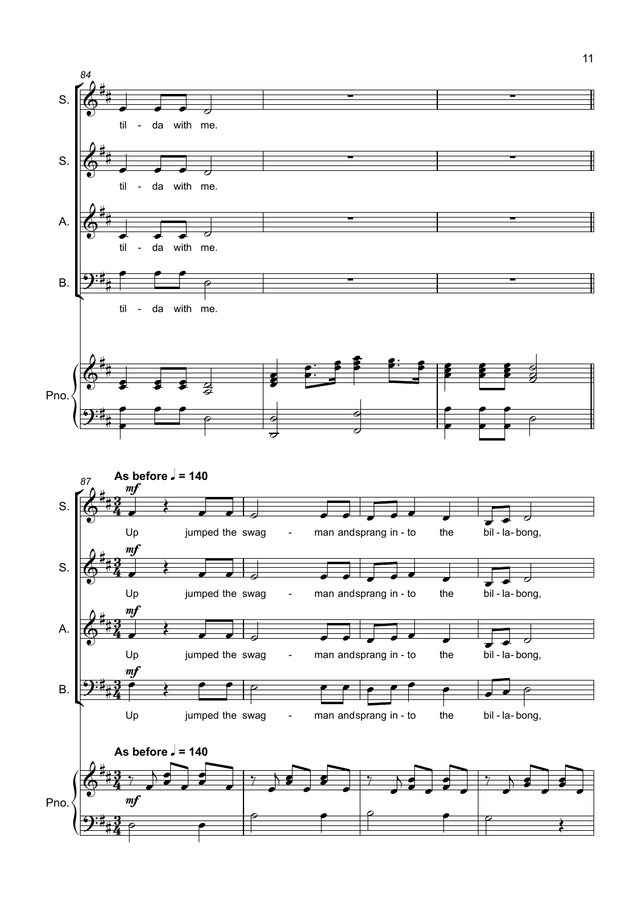84

S. til - da with me.

S. til - da with me.

A. til - da with me.

B. til - da with me.

Pno.

**As before ♩ = 140**

87

*mf*

S. Up jumped the swag - man and sprang in - to the bil - la - bong,

S. Up jumped the swag - man and sprang in - to the bil - la - bong,

A. Up jumped the swag - man and sprang in - to the bil - la - bong,

B. Up jumped the swag - man and sprang in - to the bil - la - bong,

**As before ♩ = 140**

Pno. *mf*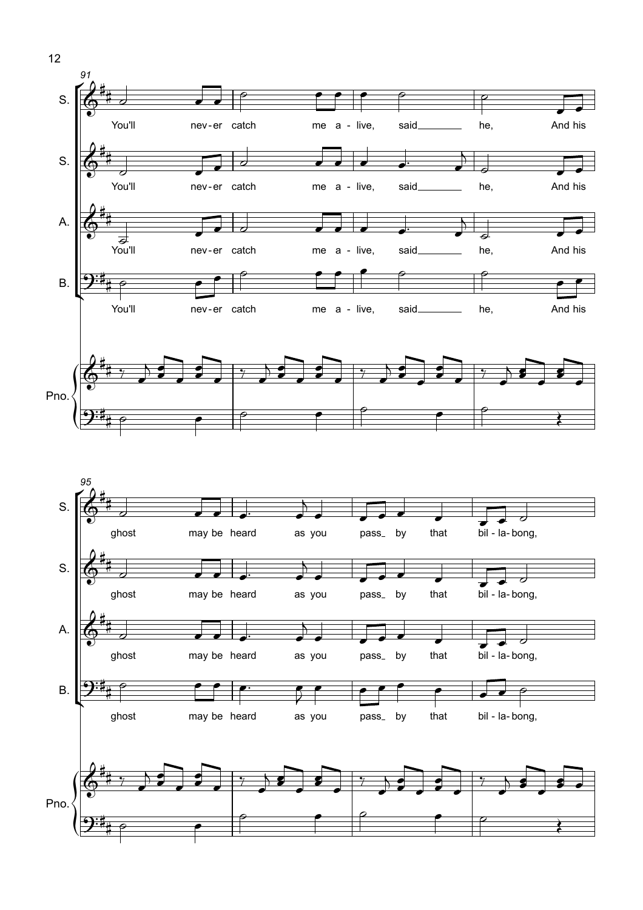You'll never catch me alive, said he,
And his ghost may be heard as you pass by that billabong,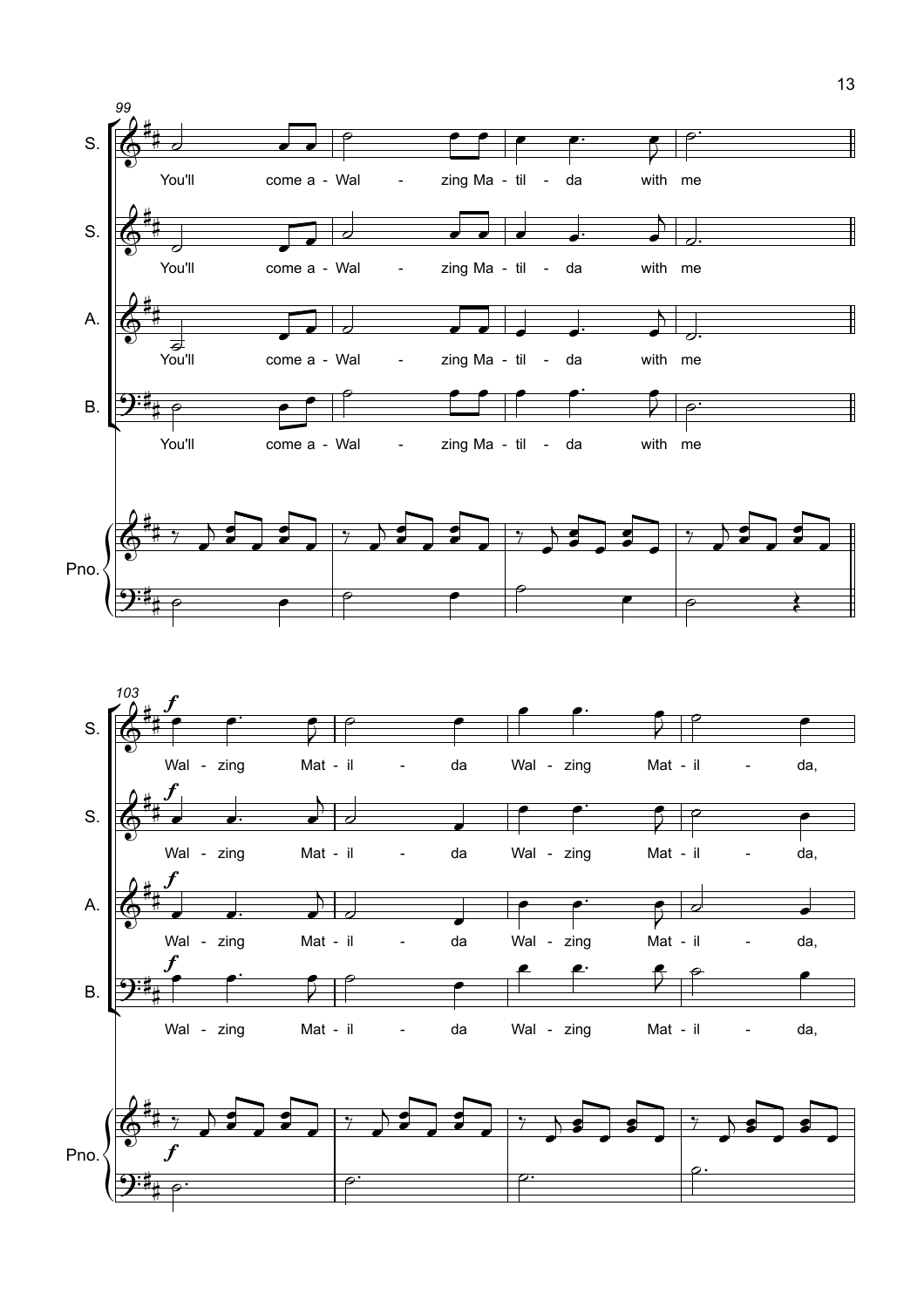99

S. You'll come a - Wal - zing Ma - til - da with me

S. You'll come a - Wal - zing Ma - til - da with me

A. You'll come a - Wal - zing Ma - til - da with me

B. You'll come a - Wal - zing Ma - til - da with me

Pno.

103

*f*

S. Wal - zing Mat - il - da Wal - zing Mat - il - da,

S. Wal - zing Mat - il - da Wal - zing Mat - il - da,

A. Wal - zing Mat - il - da Wal - zing Mat - il - da,

B. Wal - zing Mat - il - da Wal - zing Mat - il - da,

Pno.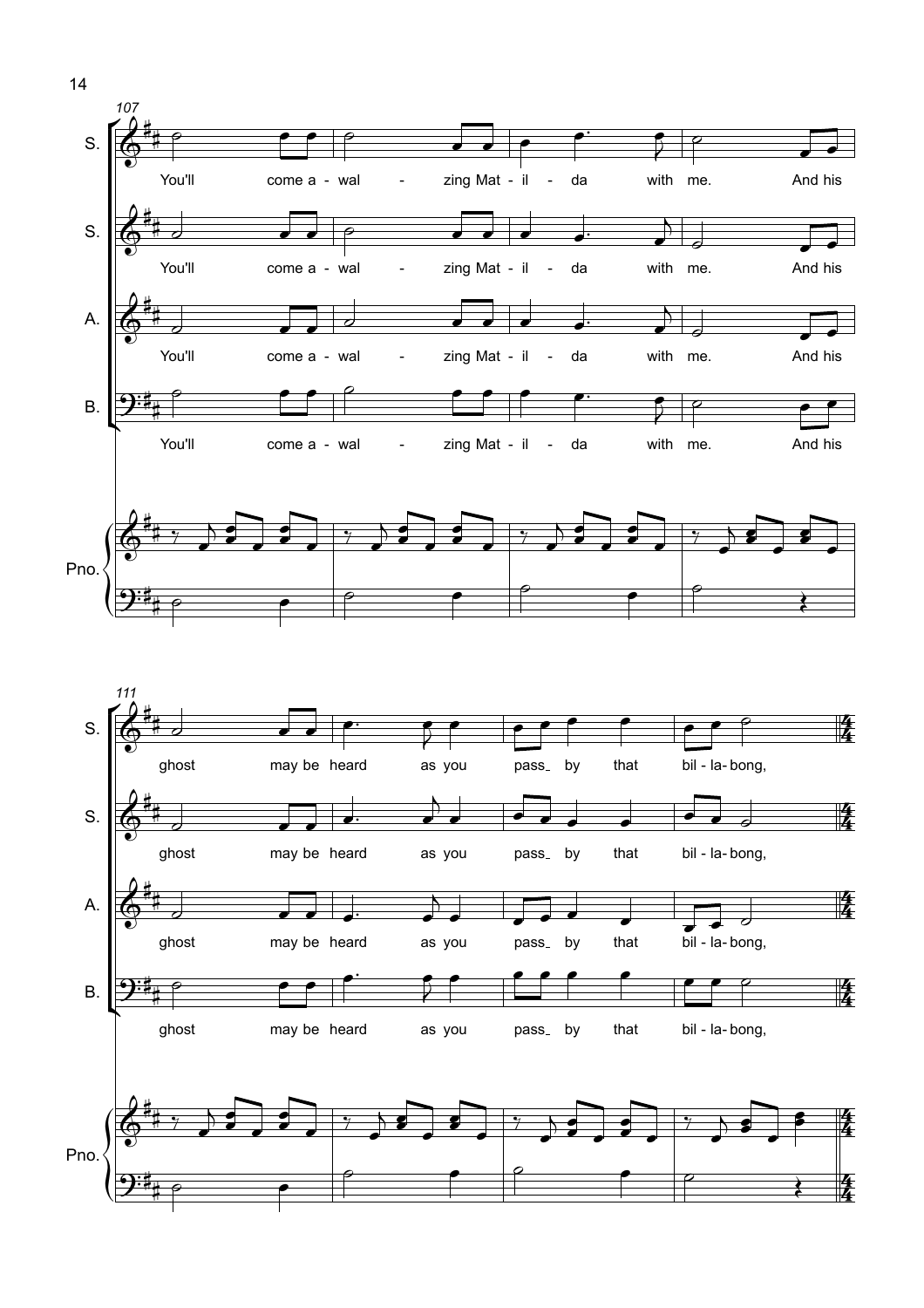107

S. You'll come a - wal - zing Mat - il - da with me. And his

S. You'll come a - wal - zing Mat - il - da with me. And his

A. You'll come a - wal - zing Mat - il - da with me. And his

B. You'll come a - wal - zing Mat - il - da with me. And his

Pno.

111

S. ghost may be heard as you pass_ by that bil - la - bong,

S. ghost may be heard as you pass_ by that bil - la - bong,

A. ghost may be heard as you pass_ by that bil - la - bong,

B. ghost may be heard as you pass_ by that bil - la - bong,

Pno.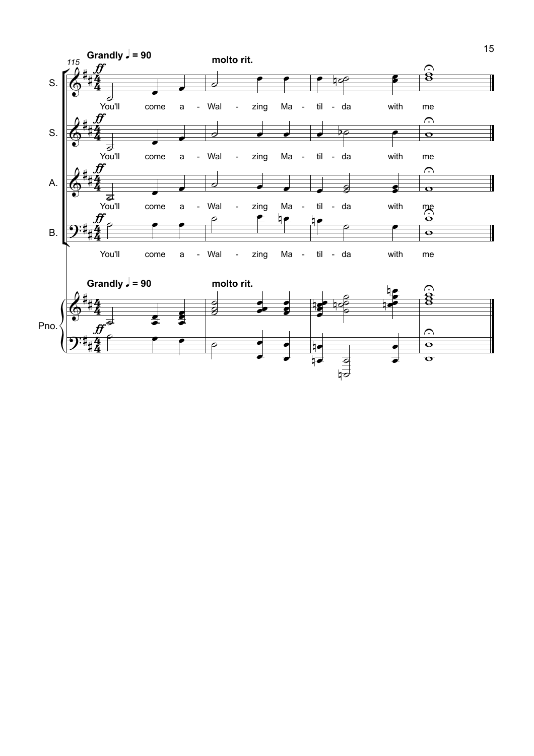**Grandly** ♩ = 90

**molto rit.**

You'll come a - Wal - zing Ma - til - da with me

You'll come a - Wal - zing Ma - til - da with me

You'll come a - Wal - zing Ma - til - da with me

You'll come a - Wal - zing Ma - til - da with me

**Grandly** ♩ = 90

**molto rit.**